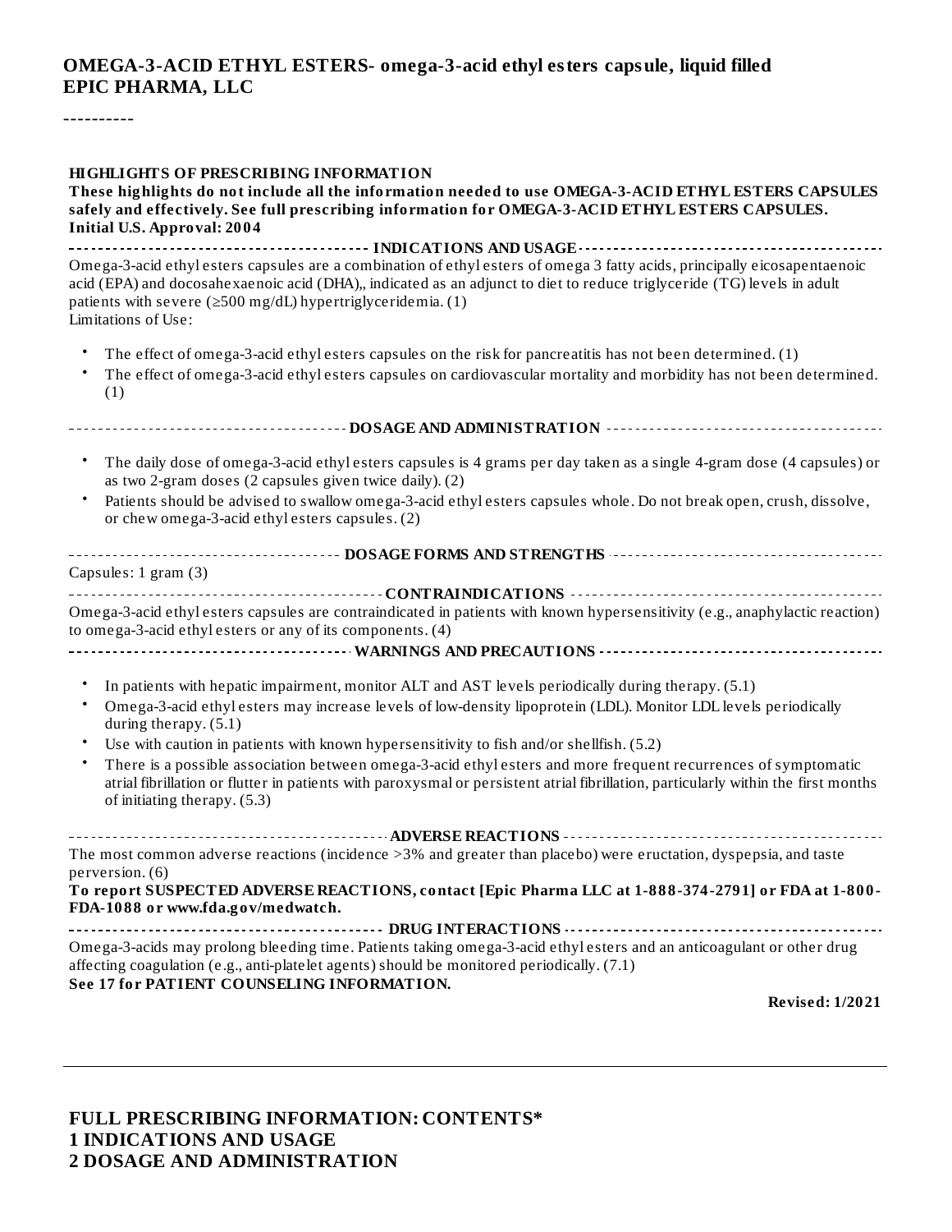**OMEGA-3-ACID ETHYL ESTERS- omega-3-acid ethyl esters capsule, liquid filled**
**EPIC PHARMA, LLC**

----------

**HIGHLIGHTS OF PRESCRIBING INFORMATION**
**These highlights do not include all the information needed to use OMEGA-3-ACID ETHYL ESTERS CAPSULES safely and effectively. See full prescribing information for OMEGA-3-ACID ETHYL ESTERS CAPSULES.**
**Initial U.S. Approval: 2004**

**INDICATIONS AND USAGE**

Omega-3-acid ethyl esters capsules are a combination of ethyl esters of omega 3 fatty acids, principally eicosapentaenoic acid (EPA) and docosahexaenoic acid (DHA),, indicated as an adjunct to diet to reduce triglyceride (TG) levels in adult patients with severe (≥500 mg/dL) hypertriglyceridemia. (1)

Limitations of Use:

- The effect of omega-3-acid ethyl esters capsules on the risk for pancreatitis has not been determined. (1)
- The effect of omega-3-acid ethyl esters capsules on cardiovascular mortality and morbidity has not been determined. (1)

**DOSAGE AND ADMINISTRATION**

- The daily dose of omega-3-acid ethyl esters capsules is 4 grams per day taken as a single 4-gram dose (4 capsules) or as two 2-gram doses (2 capsules given twice daily). (2)
- Patients should be advised to swallow omega-3-acid ethyl esters capsules whole. Do not break open, crush, dissolve, or chew omega-3-acid ethyl esters capsules. (2)

**DOSAGE FORMS AND STRENGTHS**

Capsules: 1 gram (3)

**CONTRAINDICATIONS**

Omega-3-acid ethyl esters capsules are contraindicated in patients with known hypersensitivity (e.g., anaphylactic reaction) to omega-3-acid ethyl esters or any of its components. (4)

**WARNINGS AND PRECAUTIONS**

- In patients with hepatic impairment, monitor ALT and AST levels periodically during therapy. (5.1)
- Omega-3-acid ethyl esters may increase levels of low-density lipoprotein (LDL). Monitor LDL levels periodically during therapy. (5.1)
- Use with caution in patients with known hypersensitivity to fish and/or shellfish. (5.2)
- There is a possible association between omega-3-acid ethyl esters and more frequent recurrences of symptomatic atrial fibrillation or flutter in patients with paroxysmal or persistent atrial fibrillation, particularly within the first months of initiating therapy. (5.3)

**ADVERSE REACTIONS**

The most common adverse reactions (incidence >3% and greater than placebo) were eructation, dyspepsia, and taste perversion. (6)

**To report SUSPECTED ADVERSE REACTIONS, contact [Epic Pharma LLC at 1-888-374-2791] or FDA at 1-800-FDA-1088 or www.fda.gov/medwatch.**

**DRUG INTERACTIONS**

Omega-3-acids may prolong bleeding time. Patients taking omega-3-acid ethyl esters and an anticoagulant or other drug affecting coagulation (e.g., anti-platelet agents) should be monitored periodically. (7.1)

**See 17 for PATIENT COUNSELING INFORMATION.**

**Revised: 1/2021**

---

**FULL PRESCRIBING INFORMATION: CONTENTS***
**1 INDICATIONS AND USAGE**
**2 DOSAGE AND ADMINISTRATION**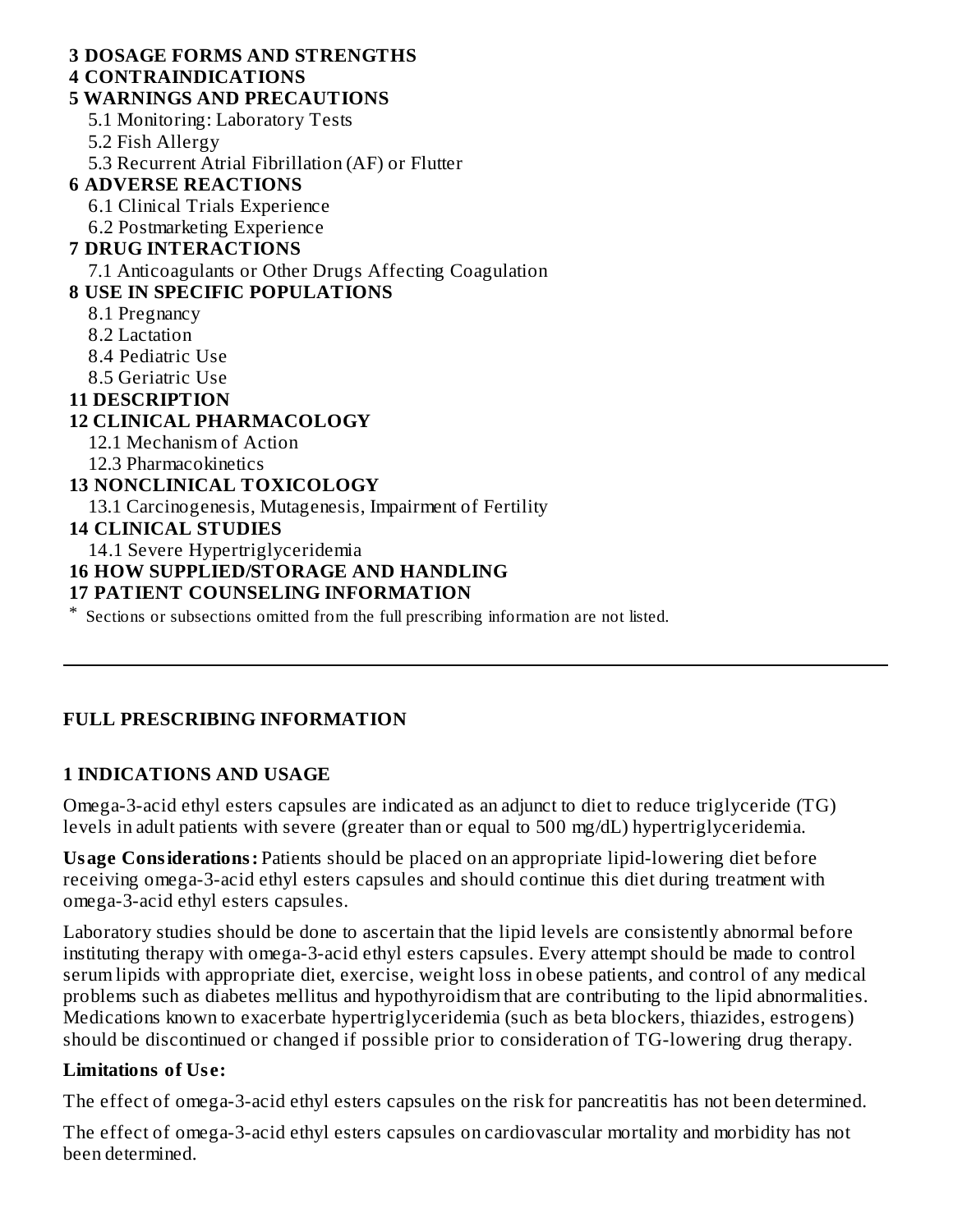**3 DOSAGE FORMS AND STRENGTHS**

**4 CONTRAINDICATIONS**

**5 WARNINGS AND PRECAUTIONS**

5.1 Monitoring: Laboratory Tests

5.2 Fish Allergy

5.3 Recurrent Atrial Fibrillation (AF) or Flutter

**6 ADVERSE REACTIONS**

6.1 Clinical Trials Experience

6.2 Postmarketing Experience

**7 DRUG INTERACTIONS**

7.1 Anticoagulants or Other Drugs Affecting Coagulation

**8 USE IN SPECIFIC POPULATIONS**

8.1 Pregnancy

8.2 Lactation

8.4 Pediatric Use

8.5 Geriatric Use

**11 DESCRIPTION**

**12 CLINICAL PHARMACOLOGY**

12.1 Mechanism of Action

12.3 Pharmacokinetics

**13 NONCLINICAL TOXICOLOGY**

13.1 Carcinogenesis, Mutagenesis, Impairment of Fertility

**14 CLINICAL STUDIES**

14.1 Severe Hypertriglyceridemia

**16 HOW SUPPLIED/STORAGE AND HANDLING**

**17 PATIENT COUNSELING INFORMATION**

\* Sections or subsections omitted from the full prescribing information are not listed.

---

## FULL PRESCRIBING INFORMATION

## 1 INDICATIONS AND USAGE

Omega-3-acid ethyl esters capsules are indicated as an adjunct to diet to reduce triglyceride (TG) levels in adult patients with severe (greater than or equal to 500 mg/dL) hypertriglyceridemia.

**Usage Considerations:** Patients should be placed on an appropriate lipid-lowering diet before receiving omega-3-acid ethyl esters capsules and should continue this diet during treatment with omega-3-acid ethyl esters capsules.

Laboratory studies should be done to ascertain that the lipid levels are consistently abnormal before instituting therapy with omega-3-acid ethyl esters capsules. Every attempt should be made to control serum lipids with appropriate diet, exercise, weight loss in obese patients, and control of any medical problems such as diabetes mellitus and hypothyroidism that are contributing to the lipid abnormalities. Medications known to exacerbate hypertriglyceridemia (such as beta blockers, thiazides, estrogens) should be discontinued or changed if possible prior to consideration of TG-lowering drug therapy.

**Limitations of Use:**

The effect of omega-3-acid ethyl esters capsules on the risk for pancreatitis has not been determined.

The effect of omega-3-acid ethyl esters capsules on cardiovascular mortality and morbidity has not been determined.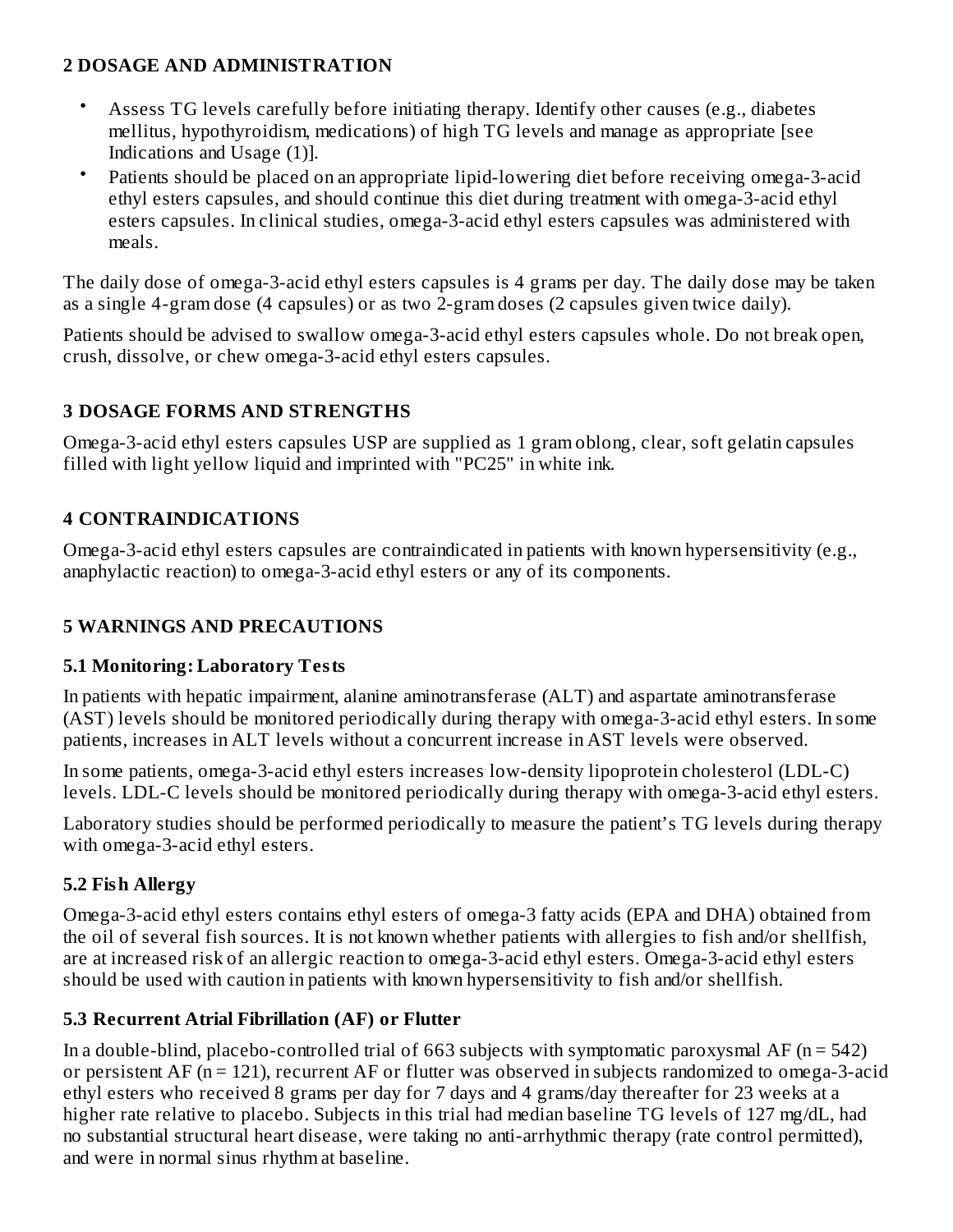## 2 DOSAGE AND ADMINISTRATION

- Assess TG levels carefully before initiating therapy. Identify other causes (e.g., diabetes mellitus, hypothyroidism, medications) of high TG levels and manage as appropriate [see Indications and Usage (1)].
- Patients should be placed on an appropriate lipid-lowering diet before receiving omega-3-acid ethyl esters capsules, and should continue this diet during treatment with omega-3-acid ethyl esters capsules. In clinical studies, omega-3-acid ethyl esters capsules was administered with meals.

The daily dose of omega-3-acid ethyl esters capsules is 4 grams per day. The daily dose may be taken as a single 4-gram dose (4 capsules) or as two 2-gram doses (2 capsules given twice daily).

Patients should be advised to swallow omega-3-acid ethyl esters capsules whole. Do not break open, crush, dissolve, or chew omega-3-acid ethyl esters capsules.

## 3 DOSAGE FORMS AND STRENGTHS

Omega-3-acid ethyl esters capsules USP are supplied as 1 gram oblong, clear, soft gelatin capsules filled with light yellow liquid and imprinted with "PC25" in white ink.

## 4 CONTRAINDICATIONS

Omega-3-acid ethyl esters capsules are contraindicated in patients with known hypersensitivity (e.g., anaphylactic reaction) to omega-3-acid ethyl esters or any of its components.

## 5 WARNINGS AND PRECAUTIONS

### 5.1 Monitoring: Laboratory Tests

In patients with hepatic impairment, alanine aminotransferase (ALT) and aspartate aminotransferase (AST) levels should be monitored periodically during therapy with omega-3-acid ethyl esters. In some patients, increases in ALT levels without a concurrent increase in AST levels were observed.

In some patients, omega-3-acid ethyl esters increases low-density lipoprotein cholesterol (LDL-C) levels. LDL-C levels should be monitored periodically during therapy with omega-3-acid ethyl esters.

Laboratory studies should be performed periodically to measure the patient's TG levels during therapy with omega-3-acid ethyl esters.

### 5.2 Fish Allergy

Omega-3-acid ethyl esters contains ethyl esters of omega-3 fatty acids (EPA and DHA) obtained from the oil of several fish sources. It is not known whether patients with allergies to fish and/or shellfish, are at increased risk of an allergic reaction to omega-3-acid ethyl esters. Omega-3-acid ethyl esters should be used with caution in patients with known hypersensitivity to fish and/or shellfish.

### 5.3 Recurrent Atrial Fibrillation (AF) or Flutter

In a double-blind, placebo-controlled trial of 663 subjects with symptomatic paroxysmal AF (n = 542) or persistent AF (n = 121), recurrent AF or flutter was observed in subjects randomized to omega-3-acid ethyl esters who received 8 grams per day for 7 days and 4 grams/day thereafter for 23 weeks at a higher rate relative to placebo. Subjects in this trial had median baseline TG levels of 127 mg/dL, had no substantial structural heart disease, were taking no anti-arrhythmic therapy (rate control permitted), and were in normal sinus rhythm at baseline.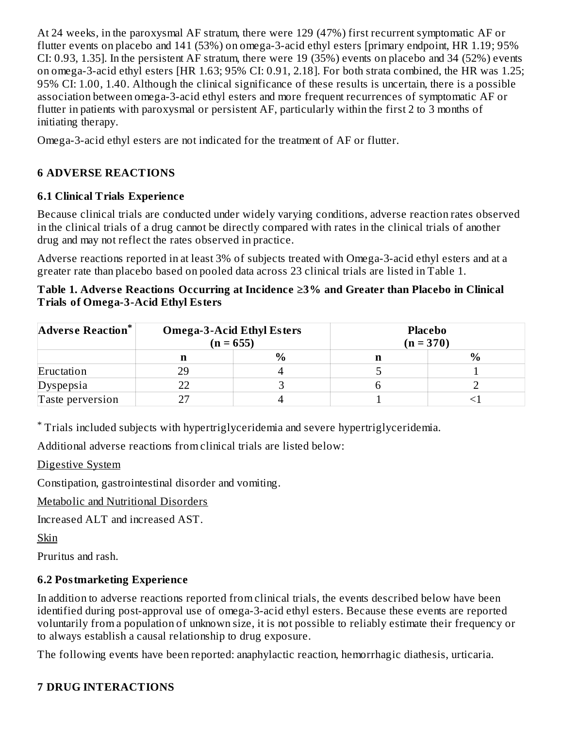At 24 weeks, in the paroxysmal AF stratum, there were 129 (47%) first recurrent symptomatic AF or flutter events on placebo and 141 (53%) on omega-3-acid ethyl esters [primary endpoint, HR 1.19; 95% CI: 0.93, 1.35]. In the persistent AF stratum, there were 19 (35%) events on placebo and 34 (52%) events on omega-3-acid ethyl esters [HR 1.63; 95% CI: 0.91, 2.18]. For both strata combined, the HR was 1.25; 95% CI: 1.00, 1.40. Although the clinical significance of these results is uncertain, there is a possible association between omega-3-acid ethyl esters and more frequent recurrences of symptomatic AF or flutter in patients with paroxysmal or persistent AF, particularly within the first 2 to 3 months of initiating therapy.

Omega-3-acid ethyl esters are not indicated for the treatment of AF or flutter.

## 6 ADVERSE REACTIONS

### 6.1 Clinical Trials Experience

Because clinical trials are conducted under widely varying conditions, adverse reaction rates observed in the clinical trials of a drug cannot be directly compared with rates in the clinical trials of another drug and may not reflect the rates observed in practice.

Adverse reactions reported in at least 3% of subjects treated with Omega-3-acid ethyl esters and at a greater rate than placebo based on pooled data across 23 clinical trials are listed in Table 1.

**Table 1. Adverse Reactions Occurring at Incidence ≥3% and Greater than Placebo in Clinical Trials of Omega-3-Acid Ethyl Esters**

| Adverse Reaction* | Omega-3-Acid Ethyl Esters (n = 655) | | Placebo (n = 370) | |
|---|---|---|---|---|
| | n | % | n | % |
| Eructation | 29 | 4 | 5 | 1 |
| Dyspepsia | 22 | 3 | 6 | 2 |
| Taste perversion | 27 | 4 | 1 | <1 |

* Trials included subjects with hypertriglyceridemia and severe hypertriglyceridemia.

Additional adverse reactions from clinical trials are listed below:

Digestive System

Constipation, gastrointestinal disorder and vomiting.

Metabolic and Nutritional Disorders

Increased ALT and increased AST.

Skin

Pruritus and rash.

### 6.2 Postmarketing Experience

In addition to adverse reactions reported from clinical trials, the events described below have been identified during post-approval use of omega-3-acid ethyl esters. Because these events are reported voluntarily from a population of unknown size, it is not possible to reliably estimate their frequency or to always establish a causal relationship to drug exposure.

The following events have been reported: anaphylactic reaction, hemorrhagic diathesis, urticaria.

## 7 DRUG INTERACTIONS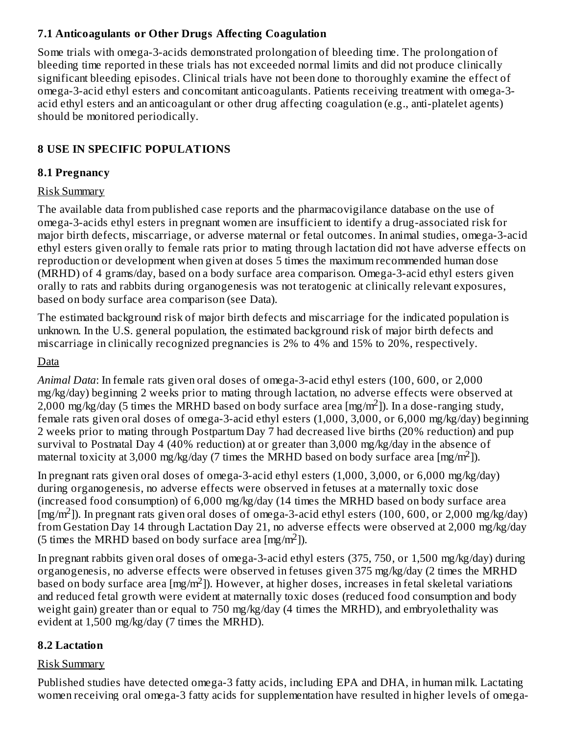### 7.1 Anticoagulants or Other Drugs Affecting Coagulation

Some trials with omega-3-acids demonstrated prolongation of bleeding time. The prolongation of bleeding time reported in these trials has not exceeded normal limits and did not produce clinically significant bleeding episodes. Clinical trials have not been done to thoroughly examine the effect of omega-3-acid ethyl esters and concomitant anticoagulants. Patients receiving treatment with omega-3-acid ethyl esters and an anticoagulant or other drug affecting coagulation (e.g., anti-platelet agents) should be monitored periodically.

## 8 USE IN SPECIFIC POPULATIONS

### 8.1 Pregnancy

Risk Summary

The available data from published case reports and the pharmacovigilance database on the use of omega-3-acids ethyl esters in pregnant women are insufficient to identify a drug-associated risk for major birth defects, miscarriage, or adverse maternal or fetal outcomes. In animal studies, omega-3-acid ethyl esters given orally to female rats prior to mating through lactation did not have adverse effects on reproduction or development when given at doses 5 times the maximum recommended human dose (MRHD) of 4 grams/day, based on a body surface area comparison. Omega-3-acid ethyl esters given orally to rats and rabbits during organogenesis was not teratogenic at clinically relevant exposures, based on body surface area comparison (see Data).

The estimated background risk of major birth defects and miscarriage for the indicated population is unknown. In the U.S. general population, the estimated background risk of major birth defects and miscarriage in clinically recognized pregnancies is 2% to 4% and 15% to 20%, respectively.

Data

*Animal Data*: In female rats given oral doses of omega-3-acid ethyl esters (100, 600, or 2,000 mg/kg/day) beginning 2 weeks prior to mating through lactation, no adverse effects were observed at 2,000 mg/kg/day (5 times the MRHD based on body surface area [mg/m$^2$]). In a dose-ranging study, female rats given oral doses of omega-3-acid ethyl esters (1,000, 3,000, or 6,000 mg/kg/day) beginning 2 weeks prior to mating through Postpartum Day 7 had decreased live births (20% reduction) and pup survival to Postnatal Day 4 (40% reduction) at or greater than 3,000 mg/kg/day in the absence of maternal toxicity at 3,000 mg/kg/day (7 times the MRHD based on body surface area [mg/m$^2$]).

In pregnant rats given oral doses of omega-3-acid ethyl esters (1,000, 3,000, or 6,000 mg/kg/day) during organogenesis, no adverse effects were observed in fetuses at a maternally toxic dose (increased food consumption) of 6,000 mg/kg/day (14 times the MRHD based on body surface area [mg/m$^2$]). In pregnant rats given oral doses of omega-3-acid ethyl esters (100, 600, or 2,000 mg/kg/day) from Gestation Day 14 through Lactation Day 21, no adverse effects were observed at 2,000 mg/kg/day (5 times the MRHD based on body surface area [mg/m$^2$]).

In pregnant rabbits given oral doses of omega-3-acid ethyl esters (375, 750, or 1,500 mg/kg/day) during organogenesis, no adverse effects were observed in fetuses given 375 mg/kg/day (2 times the MRHD based on body surface area [mg/m$^2$]). However, at higher doses, increases in fetal skeletal variations and reduced fetal growth were evident at maternally toxic doses (reduced food consumption and body weight gain) greater than or equal to 750 mg/kg/day (4 times the MRHD), and embryolethality was evident at 1,500 mg/kg/day (7 times the MRHD).

### 8.2 Lactation

Risk Summary

Published studies have detected omega-3 fatty acids, including EPA and DHA, in human milk. Lactating women receiving oral omega-3 fatty acids for supplementation have resulted in higher levels of omega-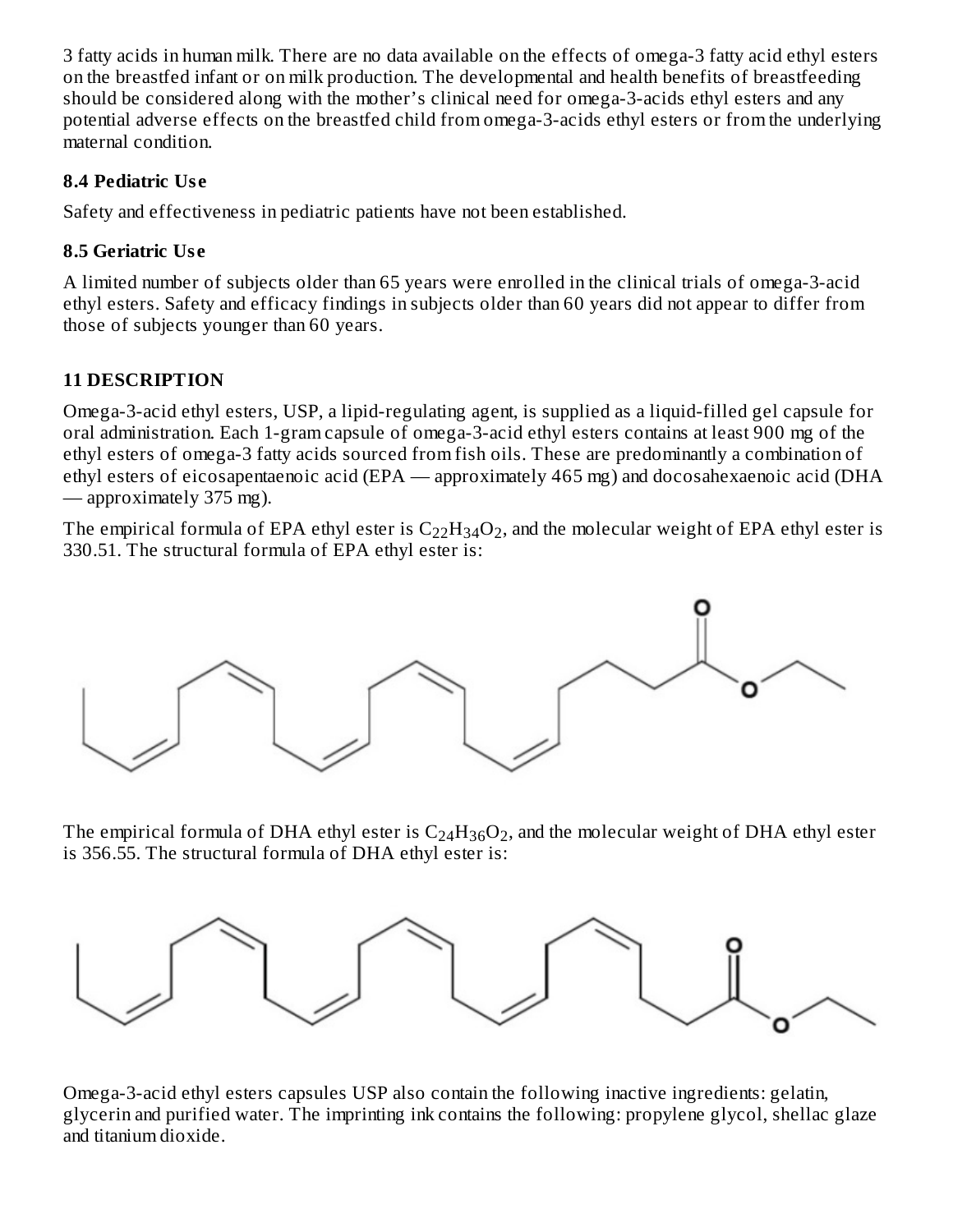3 fatty acids in human milk. There are no data available on the effects of omega-3 fatty acid ethyl esters on the breastfed infant or on milk production. The developmental and health benefits of breastfeeding should be considered along with the mother's clinical need for omega-3-acids ethyl esters and any potential adverse effects on the breastfed child from omega-3-acids ethyl esters or from the underlying maternal condition.

### 8.4 Pediatric Use

Safety and effectiveness in pediatric patients have not been established.

### 8.5 Geriatric Use

A limited number of subjects older than 65 years were enrolled in the clinical trials of omega-3-acid ethyl esters. Safety and efficacy findings in subjects older than 60 years did not appear to differ from those of subjects younger than 60 years.

## 11 DESCRIPTION

Omega-3-acid ethyl esters, USP, a lipid-regulating agent, is supplied as a liquid-filled gel capsule for oral administration. Each 1-gram capsule of omega-3-acid ethyl esters contains at least 900 mg of the ethyl esters of omega-3 fatty acids sourced from fish oils. These are predominantly a combination of ethyl esters of eicosapentaenoic acid (EPA — approximately 465 mg) and docosahexaenoic acid (DHA — approximately 375 mg).

The empirical formula of EPA ethyl ester is $C_{22}H_{34}O_2$, and the molecular weight of EPA ethyl ester is 330.51. The structural formula of EPA ethyl ester is:

The empirical formula of DHA ethyl ester is $C_{24}H_{36}O_2$, and the molecular weight of DHA ethyl ester is 356.55. The structural formula of DHA ethyl ester is:

Omega-3-acid ethyl esters capsules USP also contain the following inactive ingredients: gelatin, glycerin and purified water. The imprinting ink contains the following: propylene glycol, shellac glaze and titanium dioxide.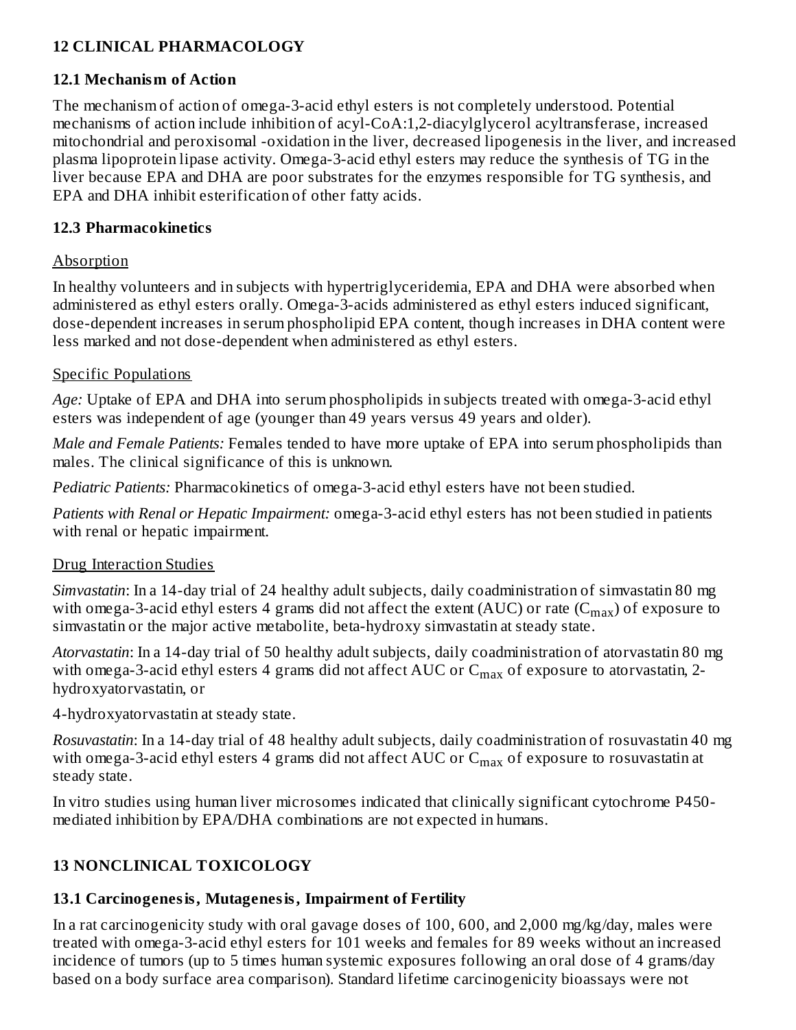## 12 CLINICAL PHARMACOLOGY

### 12.1 Mechanism of Action

The mechanism of action of omega-3-acid ethyl esters is not completely understood. Potential mechanisms of action include inhibition of acyl-CoA:1,2-diacylglycerol acyltransferase, increased mitochondrial and peroxisomal -oxidation in the liver, decreased lipogenesis in the liver, and increased plasma lipoprotein lipase activity. Omega-3-acid ethyl esters may reduce the synthesis of TG in the liver because EPA and DHA are poor substrates for the enzymes responsible for TG synthesis, and EPA and DHA inhibit esterification of other fatty acids.

### 12.3 Pharmacokinetics

Absorption

In healthy volunteers and in subjects with hypertriglyceridemia, EPA and DHA were absorbed when administered as ethyl esters orally. Omega-3-acids administered as ethyl esters induced significant, dose-dependent increases in serum phospholipid EPA content, though increases in DHA content were less marked and not dose-dependent when administered as ethyl esters.

Specific Populations

*Age:* Uptake of EPA and DHA into serum phospholipids in subjects treated with omega-3-acid ethyl esters was independent of age (younger than 49 years versus 49 years and older).

*Male and Female Patients:* Females tended to have more uptake of EPA into serum phospholipids than males. The clinical significance of this is unknown.

*Pediatric Patients:* Pharmacokinetics of omega-3-acid ethyl esters have not been studied.

*Patients with Renal or Hepatic Impairment:* omega-3-acid ethyl esters has not been studied in patients with renal or hepatic impairment.

Drug Interaction Studies

*Simvastatin*: In a 14-day trial of 24 healthy adult subjects, daily coadministration of simvastatin 80 mg with omega-3-acid ethyl esters 4 grams did not affect the extent (AUC) or rate ($C_{max}$) of exposure to simvastatin or the major active metabolite, beta-hydroxy simvastatin at steady state.

*Atorvastatin*: In a 14-day trial of 50 healthy adult subjects, daily coadministration of atorvastatin 80 mg with omega-3-acid ethyl esters 4 grams did not affect AUC or $C_{max}$ of exposure to atorvastatin, 2-hydroxyatorvastatin, or

4-hydroxyatorvastatin at steady state.

*Rosuvastatin*: In a 14-day trial of 48 healthy adult subjects, daily coadministration of rosuvastatin 40 mg with omega-3-acid ethyl esters 4 grams did not affect AUC or $C_{max}$ of exposure to rosuvastatin at steady state.

In vitro studies using human liver microsomes indicated that clinically significant cytochrome P450-mediated inhibition by EPA/DHA combinations are not expected in humans.

## 13 NONCLINICAL TOXICOLOGY

### 13.1 Carcinogenesis, Mutagenesis, Impairment of Fertility

In a rat carcinogenicity study with oral gavage doses of 100, 600, and 2,000 mg/kg/day, males were treated with omega-3-acid ethyl esters for 101 weeks and females for 89 weeks without an increased incidence of tumors (up to 5 times human systemic exposures following an oral dose of 4 grams/day based on a body surface area comparison). Standard lifetime carcinogenicity bioassays were not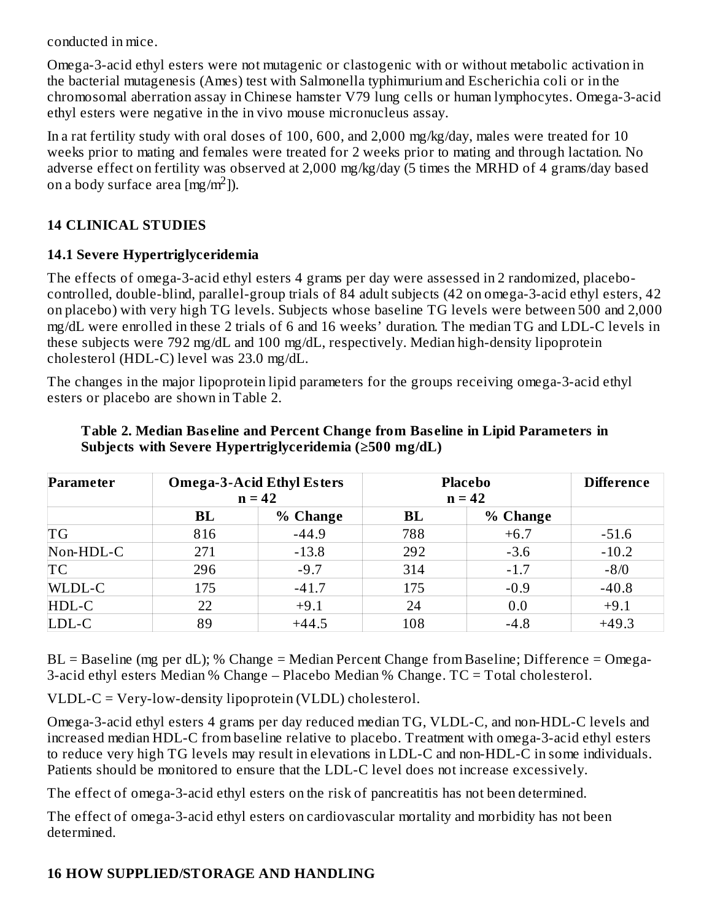conducted in mice.

Omega-3-acid ethyl esters were not mutagenic or clastogenic with or without metabolic activation in the bacterial mutagenesis (Ames) test with Salmonella typhimurium and Escherichia coli or in the chromosomal aberration assay in Chinese hamster V79 lung cells or human lymphocytes. Omega-3-acid ethyl esters were negative in the in vivo mouse micronucleus assay.

In a rat fertility study with oral doses of 100, 600, and 2,000 mg/kg/day, males were treated for 10 weeks prior to mating and females were treated for 2 weeks prior to mating and through lactation. No adverse effect on fertility was observed at 2,000 mg/kg/day (5 times the MRHD of 4 grams/day based on a body surface area [mg/m$^2$]).

## 14 CLINICAL STUDIES

### 14.1 Severe Hypertriglyceridemia

The effects of omega-3-acid ethyl esters 4 grams per day were assessed in 2 randomized, placebo-controlled, double-blind, parallel-group trials of 84 adult subjects (42 on omega-3-acid ethyl esters, 42 on placebo) with very high TG levels. Subjects whose baseline TG levels were between 500 and 2,000 mg/dL were enrolled in these 2 trials of 6 and 16 weeks' duration. The median TG and LDL-C levels in these subjects were 792 mg/dL and 100 mg/dL, respectively. Median high-density lipoprotein cholesterol (HDL-C) level was 23.0 mg/dL.

The changes in the major lipoprotein lipid parameters for the groups receiving omega-3-acid ethyl esters or placebo are shown in Table 2.

**Table 2. Median Baseline and Percent Change from Baseline in Lipid Parameters in Subjects with Severe Hypertriglyceridemia (≥500 mg/dL)**

| Parameter | Omega-3-Acid Ethyl Esters n = 42 | | Placebo n = 42 | | Difference |
|---|---|---|---|---|---|
| | BL | % Change | BL | % Change | |
| TG | 816 | -44.9 | 788 | +6.7 | -51.6 |
| Non-HDL-C | 271 | -13.8 | 292 | -3.6 | -10.2 |
| TC | 296 | -9.7 | 314 | -1.7 | -8/0 |
| WLDL-C | 175 | -41.7 | 175 | -0.9 | -40.8 |
| HDL-C | 22 | +9.1 | 24 | 0.0 | +9.1 |
| LDL-C | 89 | +44.5 | 108 | -4.8 | +49.3 |

BL = Baseline (mg per dL); % Change = Median Percent Change from Baseline; Difference = Omega-3-acid ethyl esters Median % Change – Placebo Median % Change. TC = Total cholesterol.

VLDL-C = Very-low-density lipoprotein (VLDL) cholesterol.

Omega-3-acid ethyl esters 4 grams per day reduced median TG, VLDL-C, and non-HDL-C levels and increased median HDL-C from baseline relative to placebo. Treatment with omega-3-acid ethyl esters to reduce very high TG levels may result in elevations in LDL-C and non-HDL-C in some individuals. Patients should be monitored to ensure that the LDL-C level does not increase excessively.

The effect of omega-3-acid ethyl esters on the risk of pancreatitis has not been determined.

The effect of omega-3-acid ethyl esters on cardiovascular mortality and morbidity has not been determined.

## 16 HOW SUPPLIED/STORAGE AND HANDLING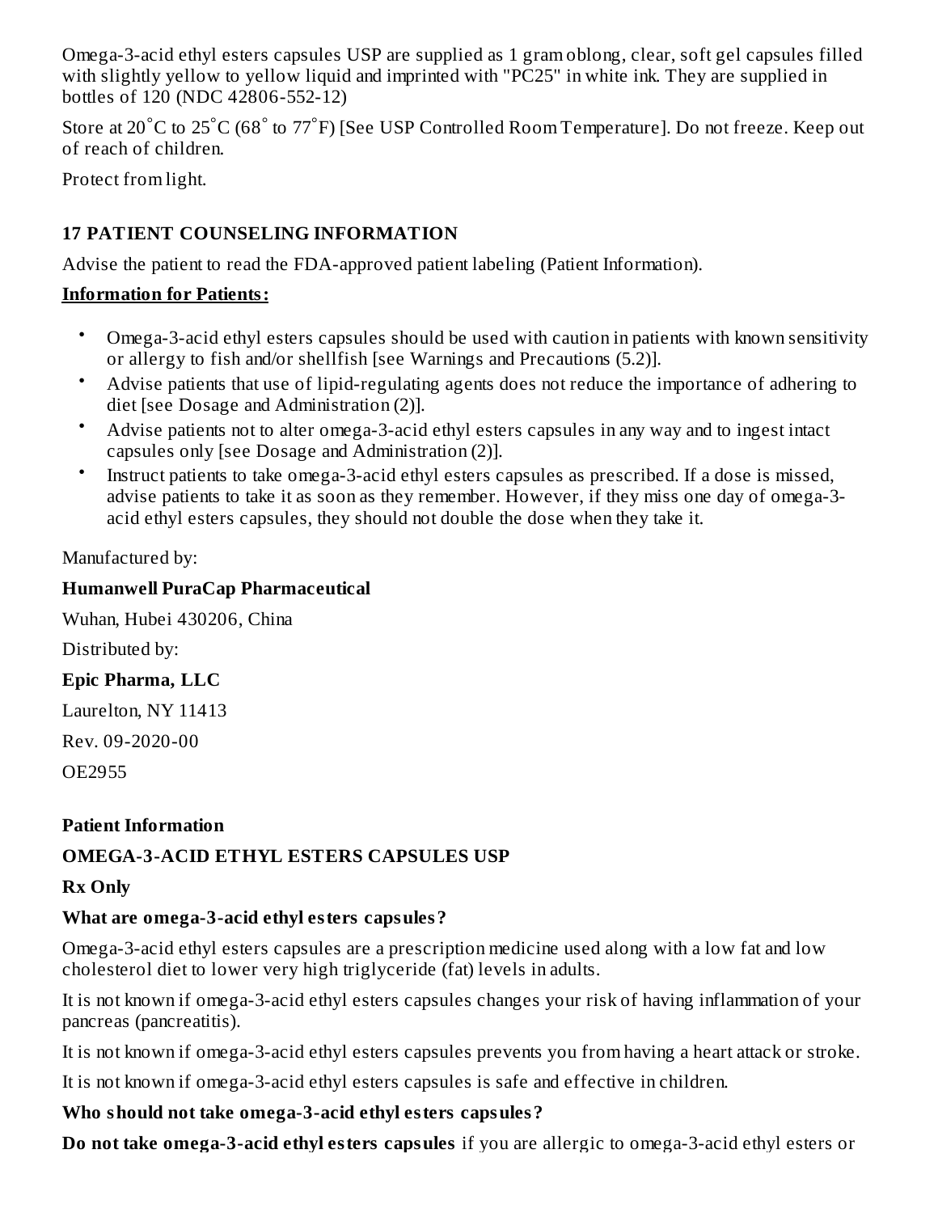Omega-3-acid ethyl esters capsules USP are supplied as 1 gram oblong, clear, soft gel capsules filled with slightly yellow to yellow liquid and imprinted with "PC25" in white ink. They are supplied in bottles of 120 (NDC 42806-552-12)

Store at 20˚C to 25˚C (68˚ to 77˚F) [See USP Controlled Room Temperature]. Do not freeze. Keep out of reach of children.

Protect from light.

## 17 PATIENT COUNSELING INFORMATION

Advise the patient to read the FDA-approved patient labeling (Patient Information).

**Information for Patients:**

- Omega-3-acid ethyl esters capsules should be used with caution in patients with known sensitivity or allergy to fish and/or shellfish [see Warnings and Precautions (5.2)].
- Advise patients that use of lipid-regulating agents does not reduce the importance of adhering to diet [see Dosage and Administration (2)].
- Advise patients not to alter omega-3-acid ethyl esters capsules in any way and to ingest intact capsules only [see Dosage and Administration (2)].
- Instruct patients to take omega-3-acid ethyl esters capsules as prescribed. If a dose is missed, advise patients to take it as soon as they remember. However, if they miss one day of omega-3-acid ethyl esters capsules, they should not double the dose when they take it.

Manufactured by:

**Humanwell PuraCap Pharmaceutical**

Wuhan, Hubei 430206, China

Distributed by:

**Epic Pharma, LLC**

Laurelton, NY 11413

Rev. 09-2020-00

OE2955

**Patient Information**

**OMEGA-3-ACID ETHYL ESTERS CAPSULES USP**

**Rx Only**

**What are omega-3-acid ethyl esters capsules?**

Omega-3-acid ethyl esters capsules are a prescription medicine used along with a low fat and low cholesterol diet to lower very high triglyceride (fat) levels in adults.

It is not known if omega-3-acid ethyl esters capsules changes your risk of having inflammation of your pancreas (pancreatitis).

It is not known if omega-3-acid ethyl esters capsules prevents you from having a heart attack or stroke.

It is not known if omega-3-acid ethyl esters capsules is safe and effective in children.

**Who should not take omega-3-acid ethyl esters capsules?**

**Do not take omega-3-acid ethyl esters capsules** if you are allergic to omega-3-acid ethyl esters or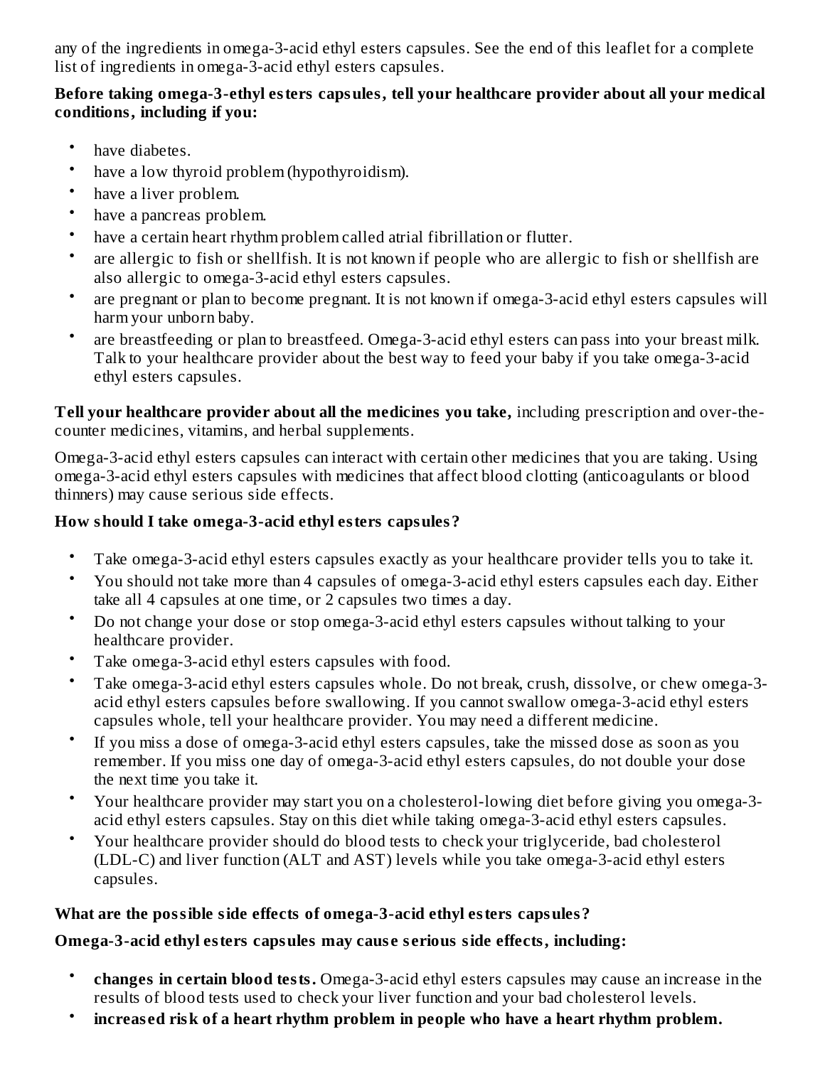any of the ingredients in omega-3-acid ethyl esters capsules. See the end of this leaflet for a complete list of ingredients in omega-3-acid ethyl esters capsules.

**Before taking omega-3-ethyl esters capsules, tell your healthcare provider about all your medical conditions, including if you:**

- have diabetes.
- have a low thyroid problem (hypothyroidism).
- have a liver problem.
- have a pancreas problem.
- have a certain heart rhythm problem called atrial fibrillation or flutter.
- are allergic to fish or shellfish. It is not known if people who are allergic to fish or shellfish are also allergic to omega-3-acid ethyl esters capsules.
- are pregnant or plan to become pregnant. It is not known if omega-3-acid ethyl esters capsules will harm your unborn baby.
- are breastfeeding or plan to breastfeed. Omega-3-acid ethyl esters can pass into your breast milk. Talk to your healthcare provider about the best way to feed your baby if you take omega-3-acid ethyl esters capsules.

**Tell your healthcare provider about all the medicines you take,** including prescription and over-the-counter medicines, vitamins, and herbal supplements.

Omega-3-acid ethyl esters capsules can interact with certain other medicines that you are taking. Using omega-3-acid ethyl esters capsules with medicines that affect blood clotting (anticoagulants or blood thinners) may cause serious side effects.

**How should I take omega-3-acid ethyl esters capsules?**

- Take omega-3-acid ethyl esters capsules exactly as your healthcare provider tells you to take it.
- You should not take more than 4 capsules of omega-3-acid ethyl esters capsules each day. Either take all 4 capsules at one time, or 2 capsules two times a day.
- Do not change your dose or stop omega-3-acid ethyl esters capsules without talking to your healthcare provider.
- Take omega-3-acid ethyl esters capsules with food.
- Take omega-3-acid ethyl esters capsules whole. Do not break, crush, dissolve, or chew omega-3-acid ethyl esters capsules before swallowing. If you cannot swallow omega-3-acid ethyl esters capsules whole, tell your healthcare provider. You may need a different medicine.
- If you miss a dose of omega-3-acid ethyl esters capsules, take the missed dose as soon as you remember. If you miss one day of omega-3-acid ethyl esters capsules, do not double your dose the next time you take it.
- Your healthcare provider may start you on a cholesterol-lowing diet before giving you omega-3-acid ethyl esters capsules. Stay on this diet while taking omega-3-acid ethyl esters capsules.
- Your healthcare provider should do blood tests to check your triglyceride, bad cholesterol (LDL-C) and liver function (ALT and AST) levels while you take omega-3-acid ethyl esters capsules.

**What are the possible side effects of omega-3-acid ethyl esters capsules?**

**Omega-3-acid ethyl esters capsules may cause serious side effects, including:**

- **changes in certain blood tests.** Omega-3-acid ethyl esters capsules may cause an increase in the results of blood tests used to check your liver function and your bad cholesterol levels.
- **increased risk of a heart rhythm problem in people who have a heart rhythm problem.**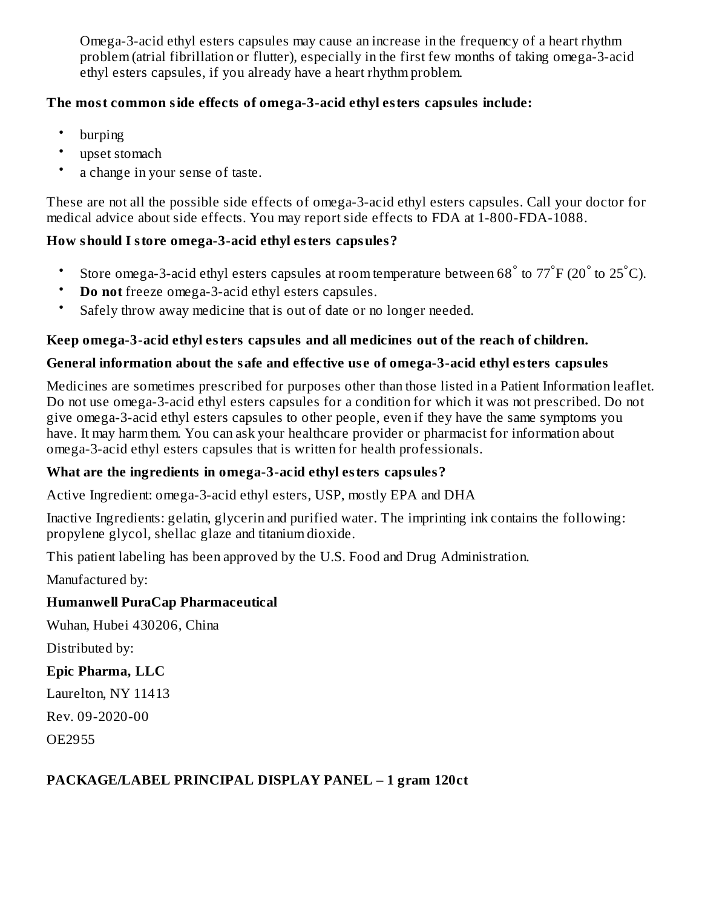Omega-3-acid ethyl esters capsules may cause an increase in the frequency of a heart rhythm problem (atrial fibrillation or flutter), especially in the first few months of taking omega-3-acid ethyl esters capsules, if you already have a heart rhythm problem.

**The most common side effects of omega-3-acid ethyl esters capsules include:**

- burping
- upset stomach
- a change in your sense of taste.

These are not all the possible side effects of omega-3-acid ethyl esters capsules. Call your doctor for medical advice about side effects. You may report side effects to FDA at 1-800-FDA-1088.

**How should I store omega-3-acid ethyl esters capsules?**

- Store omega-3-acid ethyl esters capsules at room temperature between 68° to 77°F (20° to 25°C).
- **Do not** freeze omega-3-acid ethyl esters capsules.
- Safely throw away medicine that is out of date or no longer needed.

**Keep omega-3-acid ethyl esters capsules and all medicines out of the reach of children.**

**General information about the safe and effective use of omega-3-acid ethyl esters capsules**

Medicines are sometimes prescribed for purposes other than those listed in a Patient Information leaflet. Do not use omega-3-acid ethyl esters capsules for a condition for which it was not prescribed. Do not give omega-3-acid ethyl esters capsules to other people, even if they have the same symptoms you have. It may harm them. You can ask your healthcare provider or pharmacist for information about omega-3-acid ethyl esters capsules that is written for health professionals.

**What are the ingredients in omega-3-acid ethyl esters capsules?**

Active Ingredient: omega-3-acid ethyl esters, USP, mostly EPA and DHA

Inactive Ingredients: gelatin, glycerin and purified water. The imprinting ink contains the following: propylene glycol, shellac glaze and titanium dioxide.

This patient labeling has been approved by the U.S. Food and Drug Administration.

Manufactured by:

**Humanwell PuraCap Pharmaceutical**

Wuhan, Hubei 430206, China

Distributed by:

**Epic Pharma, LLC**

Laurelton, NY 11413

Rev. 09-2020-00

OE2955

**PACKAGE/LABEL PRINCIPAL DISPLAY PANEL – 1 gram 120ct**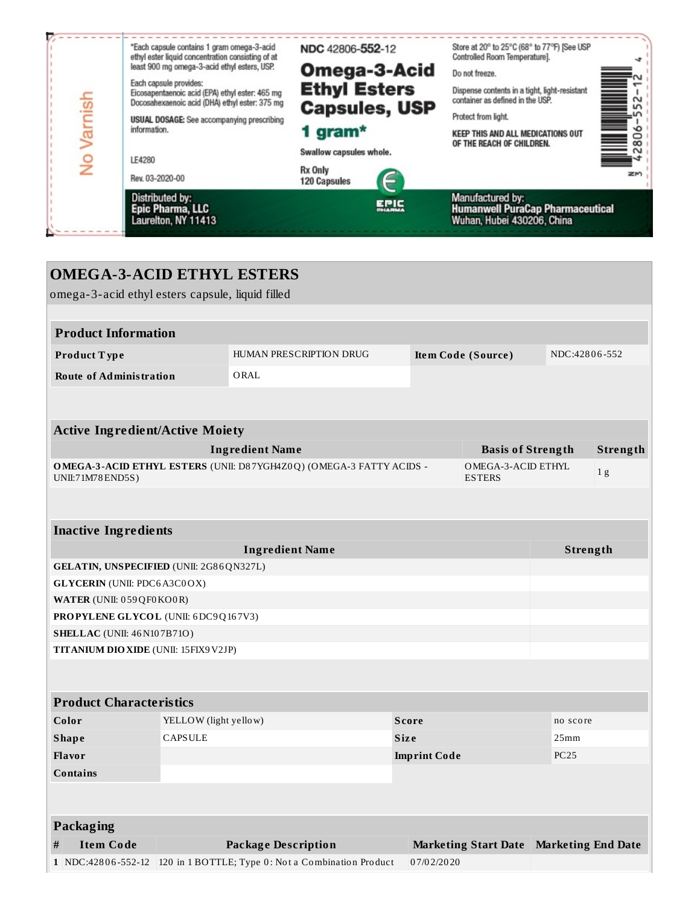No Varnish

*Each capsule contains 1 gram omega-3-acid ethyl ester liquid concentration consisting of at least 900 mg omega-3-acid ethyl esters, USP.

Each capsule provides:
Eicosapentaenoic acid (EPA) ethyl ester: 465 mg
Docosahexaenoic acid (DHA) ethyl ester: 375 mg

**USUAL DOSAGE:** See accompanying prescribing information.

LE4280

Rev. 03-2020-00

NDC 42806-**552**-12

**Omega-3-Acid Ethyl Esters Capsules, USP**

**1 gram***

**Swallow capsules whole.**

Rx Only
120 Capsules

Store at 20° to 25°C (68° to 77°F) [See USP Controlled Room Temperature].

Do not freeze.

Dispense contents in a tight, light-resistant container as defined in the USP.

Protect from light.

**KEEP THIS AND ALL MEDICATIONS OUT OF THE REACH OF CHILDREN.**

N 3 42806-552-12 4

Distributed by:
**Epic Pharma, LLC**
Laurelton, NY 11413

EPIC PHARMA

Manufactured by:
**Humanwell PuraCap Pharmaceutical**
Wuhan, Hubei 430206, China

# OMEGA-3-ACID ETHYL ESTERS

omega-3-acid ethyl esters capsule, liquid filled

| Product Information | | | |
|---|---|---|---|
| **Product Type** | HUMAN PRESCRIPTION DRUG | **Item Code (Source)** | NDC:42806-552 |
| **Route of Administration** | ORAL | | |

| Active Ingredient/Active Moiety | | |
|---|---|---|
| **Ingredient Name** | **Basis of Strength** | **Strength** |
| **OMEGA-3-ACID ETHYL ESTERS** (UNII: D87YGH4Z0Q) (OMEGA-3 FATTY ACIDS - UNII:71M78END5S) | OMEGA-3-ACID ETHYL ESTERS | 1 g |

| Inactive Ingredients | |
|---|---|
| **Ingredient Name** | **Strength** |
| **GELATIN, UNSPECIFIED** (UNII: 2G86QN327L) | |
| **GLYCERIN** (UNII: PDC6A3C0OX) | |
| **WATER** (UNII: 059QF0KO0R) | |
| **PROPYLENE GLYCOL** (UNII: 6DC9Q167V3) | |
| **SHELLAC** (UNII: 46N107B71O) | |
| **TITANIUM DIOXIDE** (UNII: 15FIX9V2JP) | |

| Product Characteristics | | | |
|---|---|---|---|
| **Color** | YELLOW (light yellow) | **Score** | no score |
| **Shape** | CAPSULE | **Size** | 25mm |
| **Flavor** | | **Imprint Code** | PC25 |
| **Contains** | | | |

| Packaging | | | | |
|---|---|---|---|---|
| **#** | **Item Code** | **Package Description** | **Marketing Start Date** | **Marketing End Date** |
| 1 | NDC:42806-552-12 | 120 in 1 BOTTLE; Type 0: Not a Combination Product | 07/02/2020 | |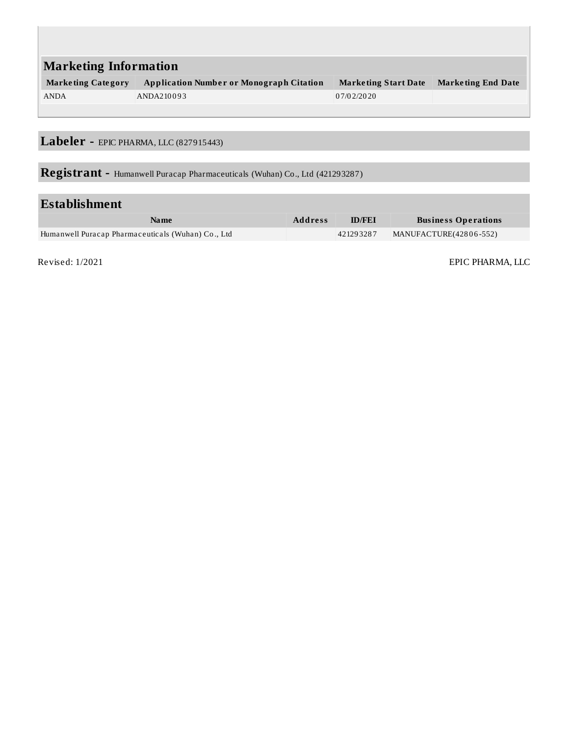## Marketing Information

| Marketing Category | Application Number or Monograph Citation | Marketing Start Date | Marketing End Date |
|---|---|---|---|
| ANDA | ANDA210093 | 07/02/2020 | |

## Labeler - EPIC PHARMA, LLC (827915443)

## Registrant - Humanwell Puracap Pharmaceuticals (Wuhan) Co., Ltd (421293287)

## Establishment

| Name | Address | ID/FEI | Business Operations |
|---|---|---|---|
| Humanwell Puracap Pharmaceuticals (Wuhan) Co., Ltd | | 421293287 | MANUFACTURE(42806-552) |

Revised: 1/2021

EPIC PHARMA, LLC